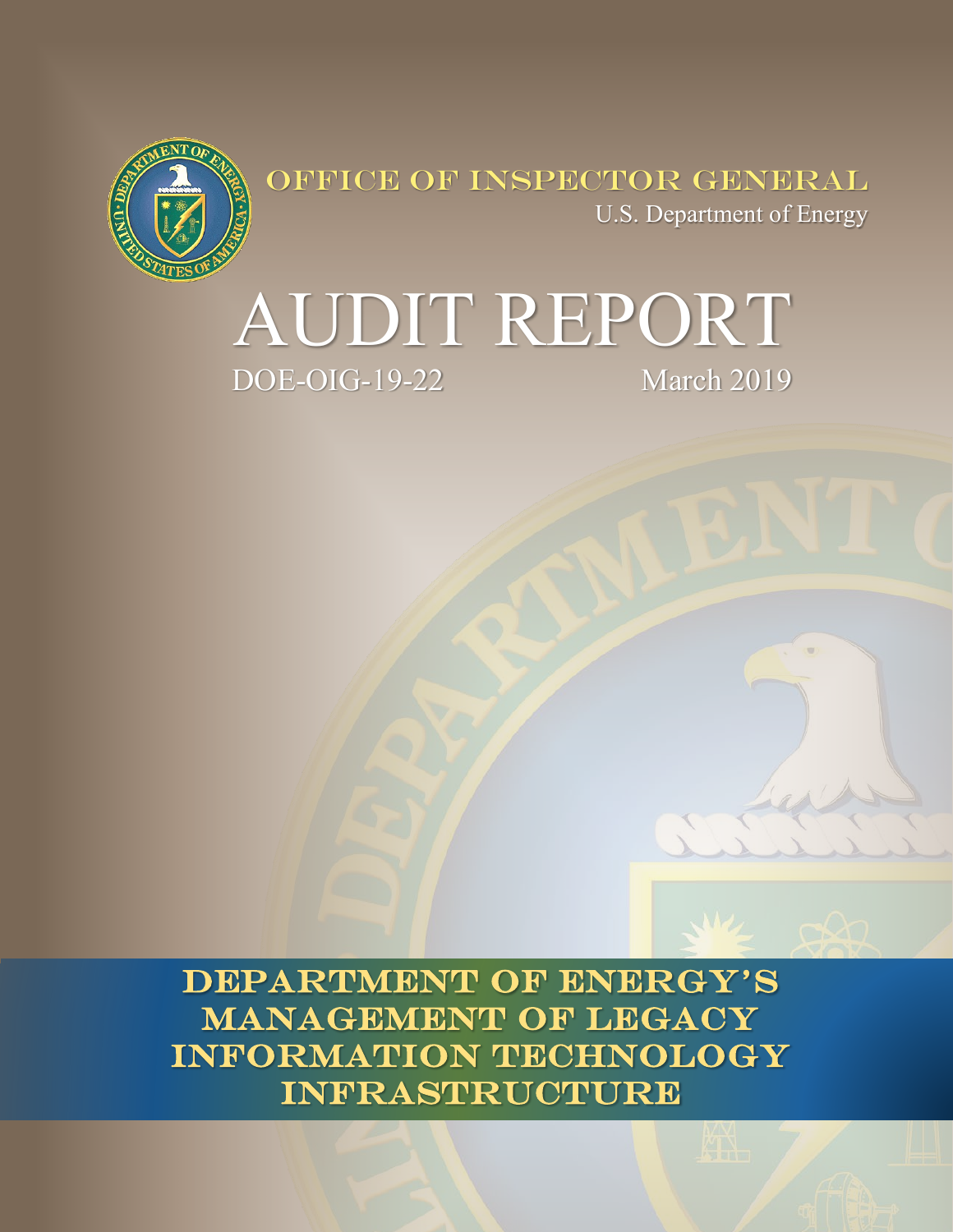OFFICE OF INSPECTOR GENERAL

U.S. Department of Energy

# AUDIT REPORT

DOE-OIG-19-22 March 2019

## DEPARTMENT OF ENERGY'S MANAGEMENT OF LEGACY INFORMATION TECHNOLOGY INFRASTRUCTURE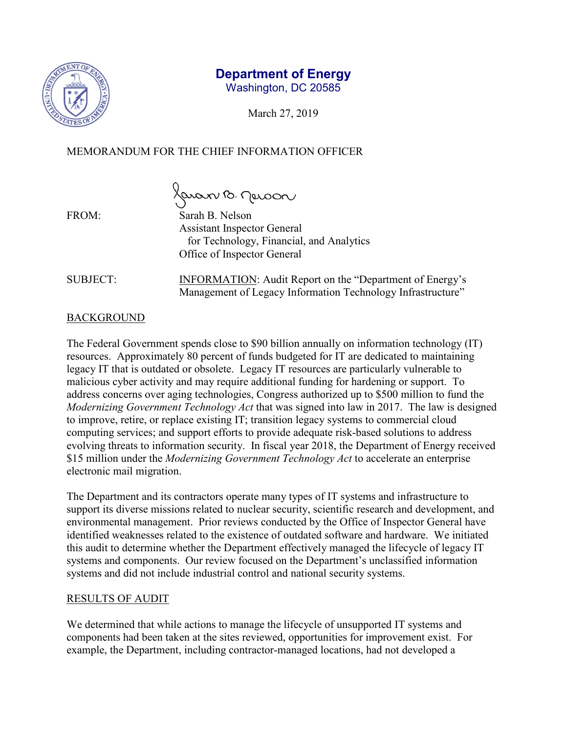**Department of Energy**
Washington, DC 20585

March 27, 2019

MEMORANDUM FOR THE CHIEF INFORMATION OFFICER

FROM: Sarah B. Nelson
Assistant Inspector General
for Technology, Financial, and Analytics
Office of Inspector General

SUBJECT: INFORMATION: Audit Report on the "Department of Energy's Management of Legacy Information Technology Infrastructure"

## BACKGROUND

The Federal Government spends close to $90 billion annually on information technology (IT) resources. Approximately 80 percent of funds budgeted for IT are dedicated to maintaining legacy IT that is outdated or obsolete. Legacy IT resources are particularly vulnerable to malicious cyber activity and may require additional funding for hardening or support. To address concerns over aging technologies, Congress authorized up to $500 million to fund the *Modernizing Government Technology Act* that was signed into law in 2017. The law is designed to improve, retire, or replace existing IT; transition legacy systems to commercial cloud computing services; and support efforts to provide adequate risk-based solutions to address evolving threats to information security. In fiscal year 2018, the Department of Energy received $15 million under the *Modernizing Government Technology Act* to accelerate an enterprise electronic mail migration.

The Department and its contractors operate many types of IT systems and infrastructure to support its diverse missions related to nuclear security, scientific research and development, and environmental management. Prior reviews conducted by the Office of Inspector General have identified weaknesses related to the existence of outdated software and hardware. We initiated this audit to determine whether the Department effectively managed the lifecycle of legacy IT systems and components. Our review focused on the Department's unclassified information systems and did not include industrial control and national security systems.

## RESULTS OF AUDIT

We determined that while actions to manage the lifecycle of unsupported IT systems and components had been taken at the sites reviewed, opportunities for improvement exist. For example, the Department, including contractor-managed locations, had not developed a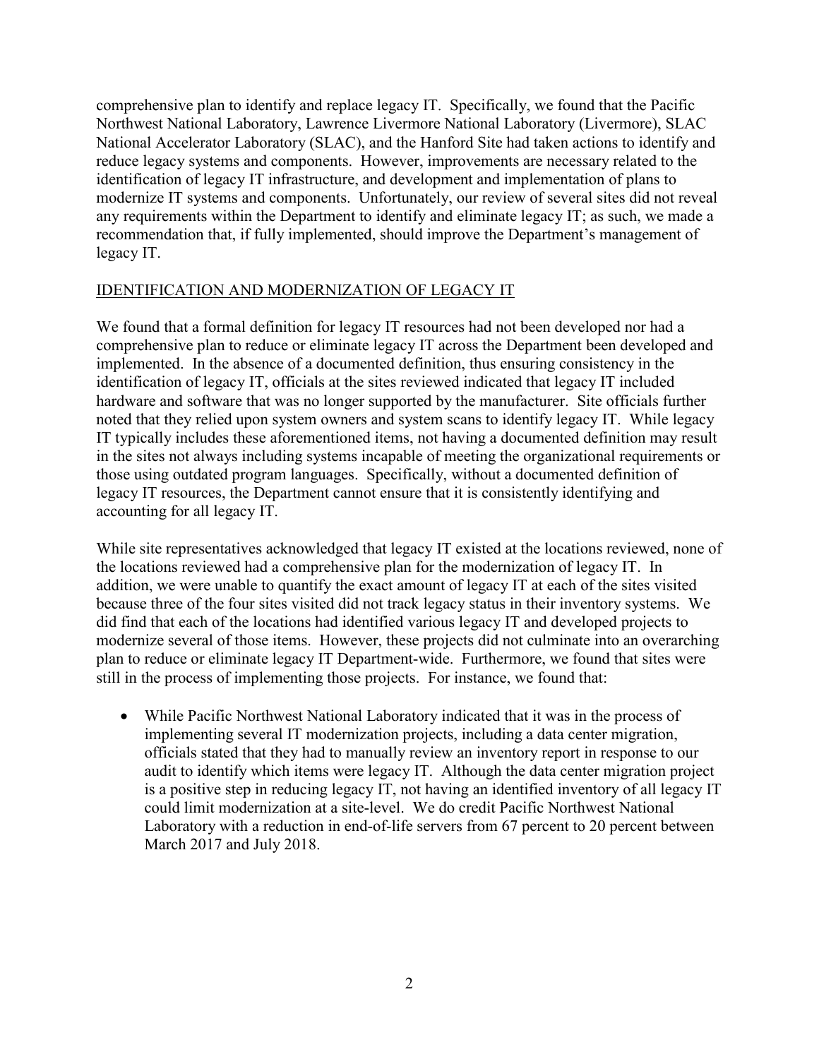comprehensive plan to identify and replace legacy IT. Specifically, we found that the Pacific Northwest National Laboratory, Lawrence Livermore National Laboratory (Livermore), SLAC National Accelerator Laboratory (SLAC), and the Hanford Site had taken actions to identify and reduce legacy systems and components. However, improvements are necessary related to the identification of legacy IT infrastructure, and development and implementation of plans to modernize IT systems and components. Unfortunately, our review of several sites did not reveal any requirements within the Department to identify and eliminate legacy IT; as such, we made a recommendation that, if fully implemented, should improve the Department's management of legacy IT.

## IDENTIFICATION AND MODERNIZATION OF LEGACY IT

We found that a formal definition for legacy IT resources had not been developed nor had a comprehensive plan to reduce or eliminate legacy IT across the Department been developed and implemented. In the absence of a documented definition, thus ensuring consistency in the identification of legacy IT, officials at the sites reviewed indicated that legacy IT included hardware and software that was no longer supported by the manufacturer. Site officials further noted that they relied upon system owners and system scans to identify legacy IT. While legacy IT typically includes these aforementioned items, not having a documented definition may result in the sites not always including systems incapable of meeting the organizational requirements or those using outdated program languages. Specifically, without a documented definition of legacy IT resources, the Department cannot ensure that it is consistently identifying and accounting for all legacy IT.

While site representatives acknowledged that legacy IT existed at the locations reviewed, none of the locations reviewed had a comprehensive plan for the modernization of legacy IT. In addition, we were unable to quantify the exact amount of legacy IT at each of the sites visited because three of the four sites visited did not track legacy status in their inventory systems. We did find that each of the locations had identified various legacy IT and developed projects to modernize several of those items. However, these projects did not culminate into an overarching plan to reduce or eliminate legacy IT Department-wide. Furthermore, we found that sites were still in the process of implementing those projects. For instance, we found that:

- While Pacific Northwest National Laboratory indicated that it was in the process of implementing several IT modernization projects, including a data center migration, officials stated that they had to manually review an inventory report in response to our audit to identify which items were legacy IT. Although the data center migration project is a positive step in reducing legacy IT, not having an identified inventory of all legacy IT could limit modernization at a site-level. We do credit Pacific Northwest National Laboratory with a reduction in end-of-life servers from 67 percent to 20 percent between March 2017 and July 2018.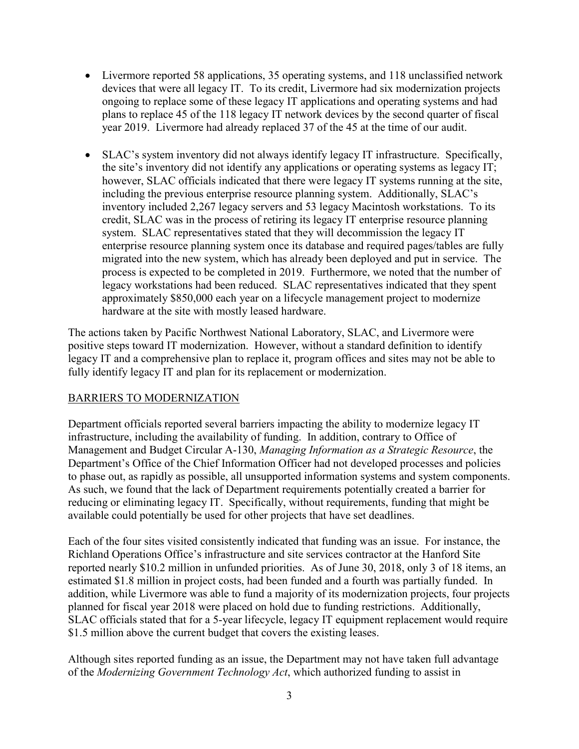- Livermore reported 58 applications, 35 operating systems, and 118 unclassified network devices that were all legacy IT. To its credit, Livermore had six modernization projects ongoing to replace some of these legacy IT applications and operating systems and had plans to replace 45 of the 118 legacy IT network devices by the second quarter of fiscal year 2019. Livermore had already replaced 37 of the 45 at the time of our audit.

- SLAC's system inventory did not always identify legacy IT infrastructure. Specifically, the site's inventory did not identify any applications or operating systems as legacy IT; however, SLAC officials indicated that there were legacy IT systems running at the site, including the previous enterprise resource planning system. Additionally, SLAC's inventory included 2,267 legacy servers and 53 legacy Macintosh workstations. To its credit, SLAC was in the process of retiring its legacy IT enterprise resource planning system. SLAC representatives stated that they will decommission the legacy IT enterprise resource planning system once its database and required pages/tables are fully migrated into the new system, which has already been deployed and put in service. The process is expected to be completed in 2019. Furthermore, we noted that the number of legacy workstations had been reduced. SLAC representatives indicated that they spent approximately $850,000 each year on a lifecycle management project to modernize hardware at the site with mostly leased hardware.

The actions taken by Pacific Northwest National Laboratory, SLAC, and Livermore were positive steps toward IT modernization. However, without a standard definition to identify legacy IT and a comprehensive plan to replace it, program offices and sites may not be able to fully identify legacy IT and plan for its replacement or modernization.

## BARRIERS TO MODERNIZATION

Department officials reported several barriers impacting the ability to modernize legacy IT infrastructure, including the availability of funding. In addition, contrary to Office of Management and Budget Circular A-130, *Managing Information as a Strategic Resource*, the Department's Office of the Chief Information Officer had not developed processes and policies to phase out, as rapidly as possible, all unsupported information systems and system components. As such, we found that the lack of Department requirements potentially created a barrier for reducing or eliminating legacy IT. Specifically, without requirements, funding that might be available could potentially be used for other projects that have set deadlines.

Each of the four sites visited consistently indicated that funding was an issue. For instance, the Richland Operations Office's infrastructure and site services contractor at the Hanford Site reported nearly $10.2 million in unfunded priorities. As of June 30, 2018, only 3 of 18 items, an estimated $1.8 million in project costs, had been funded and a fourth was partially funded. In addition, while Livermore was able to fund a majority of its modernization projects, four projects planned for fiscal year 2018 were placed on hold due to funding restrictions. Additionally, SLAC officials stated that for a 5-year lifecycle, legacy IT equipment replacement would require $1.5 million above the current budget that covers the existing leases.

Although sites reported funding as an issue, the Department may not have taken full advantage of the *Modernizing Government Technology Act*, which authorized funding to assist in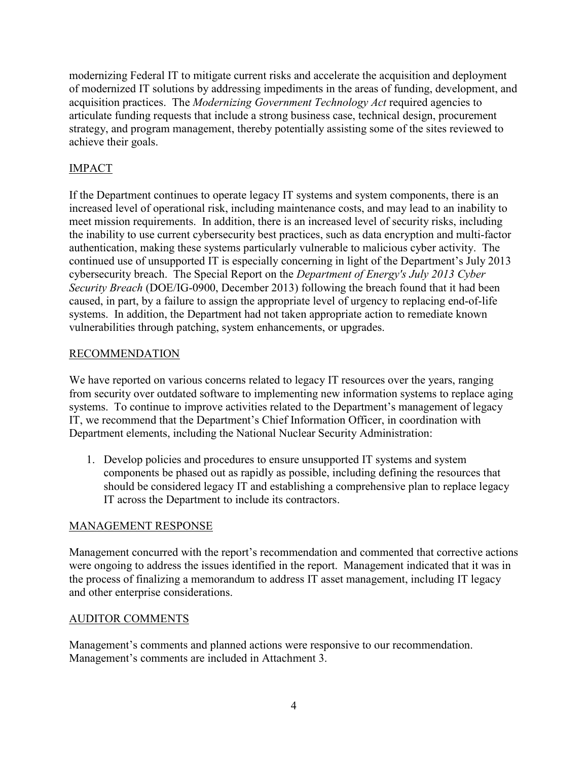modernizing Federal IT to mitigate current risks and accelerate the acquisition and deployment of modernized IT solutions by addressing impediments in the areas of funding, development, and acquisition practices. The *Modernizing Government Technology Act* required agencies to articulate funding requests that include a strong business case, technical design, procurement strategy, and program management, thereby potentially assisting some of the sites reviewed to achieve their goals.

## IMPACT

If the Department continues to operate legacy IT systems and system components, there is an increased level of operational risk, including maintenance costs, and may lead to an inability to meet mission requirements. In addition, there is an increased level of security risks, including the inability to use current cybersecurity best practices, such as data encryption and multi-factor authentication, making these systems particularly vulnerable to malicious cyber activity. The continued use of unsupported IT is especially concerning in light of the Department's July 2013 cybersecurity breach. The Special Report on the *Department of Energy's July 2013 Cyber Security Breach* (DOE/IG-0900, December 2013) following the breach found that it had been caused, in part, by a failure to assign the appropriate level of urgency to replacing end-of-life systems. In addition, the Department had not taken appropriate action to remediate known vulnerabilities through patching, system enhancements, or upgrades.

## RECOMMENDATION

We have reported on various concerns related to legacy IT resources over the years, ranging from security over outdated software to implementing new information systems to replace aging systems. To continue to improve activities related to the Department's management of legacy IT, we recommend that the Department's Chief Information Officer, in coordination with Department elements, including the National Nuclear Security Administration:

1. Develop policies and procedures to ensure unsupported IT systems and system components be phased out as rapidly as possible, including defining the resources that should be considered legacy IT and establishing a comprehensive plan to replace legacy IT across the Department to include its contractors.

## MANAGEMENT RESPONSE

Management concurred with the report's recommendation and commented that corrective actions were ongoing to address the issues identified in the report. Management indicated that it was in the process of finalizing a memorandum to address IT asset management, including IT legacy and other enterprise considerations.

## AUDITOR COMMENTS

Management's comments and planned actions were responsive to our recommendation. Management's comments are included in Attachment 3.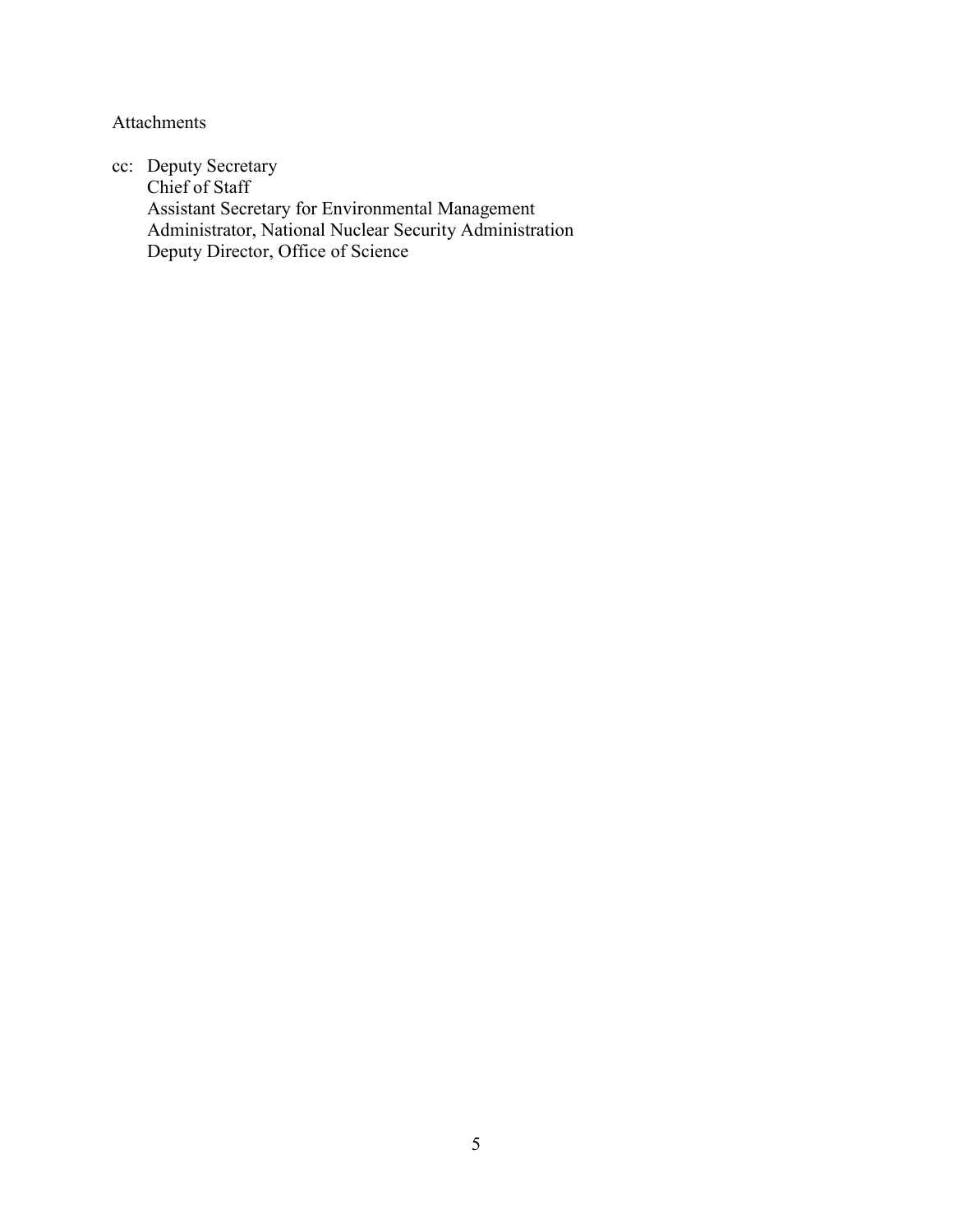Attachments

cc: Deputy Secretary
    Chief of Staff
    Assistant Secretary for Environmental Management
    Administrator, National Nuclear Security Administration
    Deputy Director, Office of Science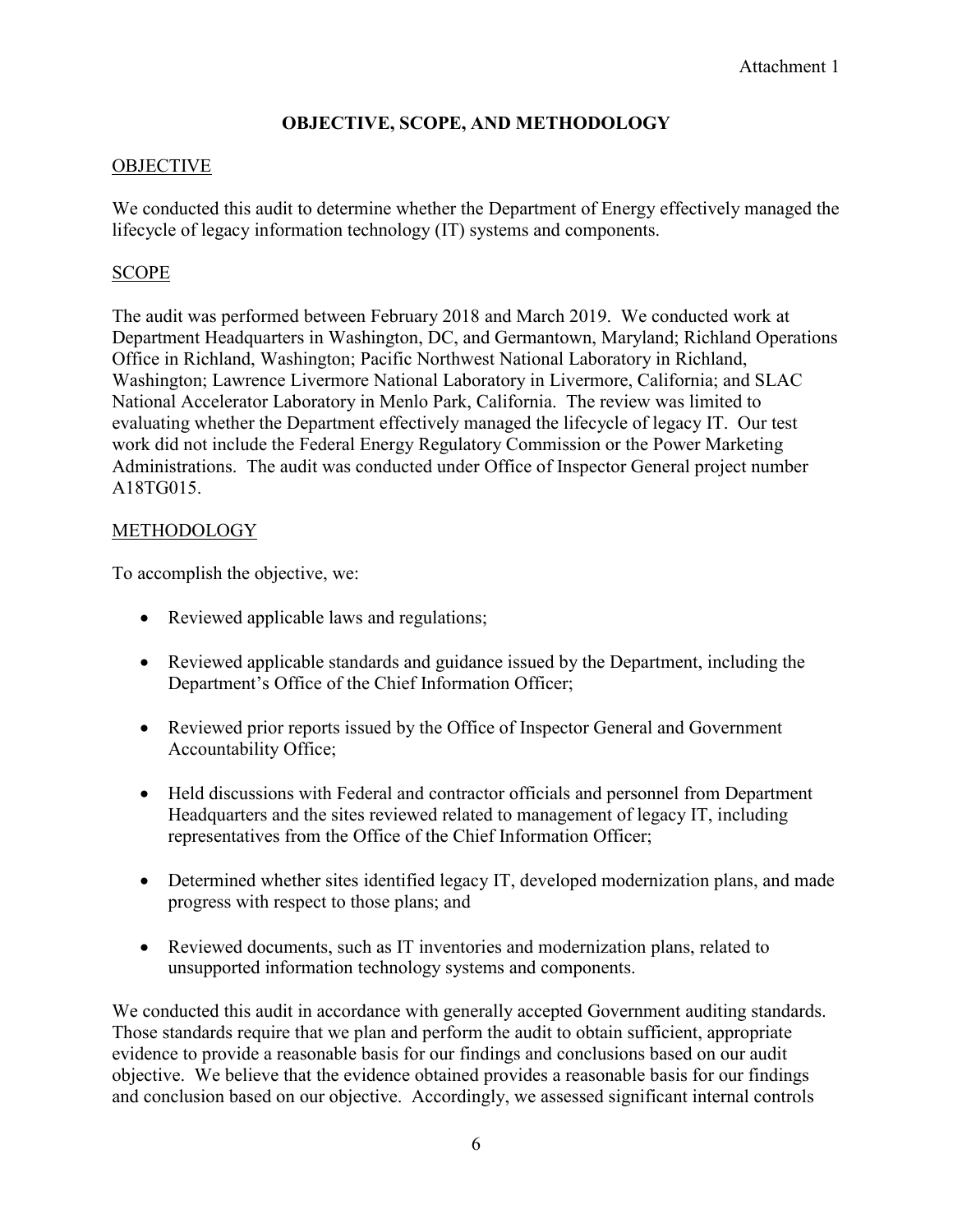Attachment 1

## OBJECTIVE, SCOPE, AND METHODOLOGY

### OBJECTIVE

We conducted this audit to determine whether the Department of Energy effectively managed the lifecycle of legacy information technology (IT) systems and components.

### SCOPE

The audit was performed between February 2018 and March 2019. We conducted work at Department Headquarters in Washington, DC, and Germantown, Maryland; Richland Operations Office in Richland, Washington; Pacific Northwest National Laboratory in Richland, Washington; Lawrence Livermore National Laboratory in Livermore, California; and SLAC National Accelerator Laboratory in Menlo Park, California. The review was limited to evaluating whether the Department effectively managed the lifecycle of legacy IT. Our test work did not include the Federal Energy Regulatory Commission or the Power Marketing Administrations. The audit was conducted under Office of Inspector General project number A18TG015.

### METHODOLOGY

To accomplish the objective, we:

- Reviewed applicable laws and regulations;
- Reviewed applicable standards and guidance issued by the Department, including the Department's Office of the Chief Information Officer;
- Reviewed prior reports issued by the Office of Inspector General and Government Accountability Office;
- Held discussions with Federal and contractor officials and personnel from Department Headquarters and the sites reviewed related to management of legacy IT, including representatives from the Office of the Chief Information Officer;
- Determined whether sites identified legacy IT, developed modernization plans, and made progress with respect to those plans; and
- Reviewed documents, such as IT inventories and modernization plans, related to unsupported information technology systems and components.

We conducted this audit in accordance with generally accepted Government auditing standards. Those standards require that we plan and perform the audit to obtain sufficient, appropriate evidence to provide a reasonable basis for our findings and conclusions based on our audit objective. We believe that the evidence obtained provides a reasonable basis for our findings and conclusion based on our objective. Accordingly, we assessed significant internal controls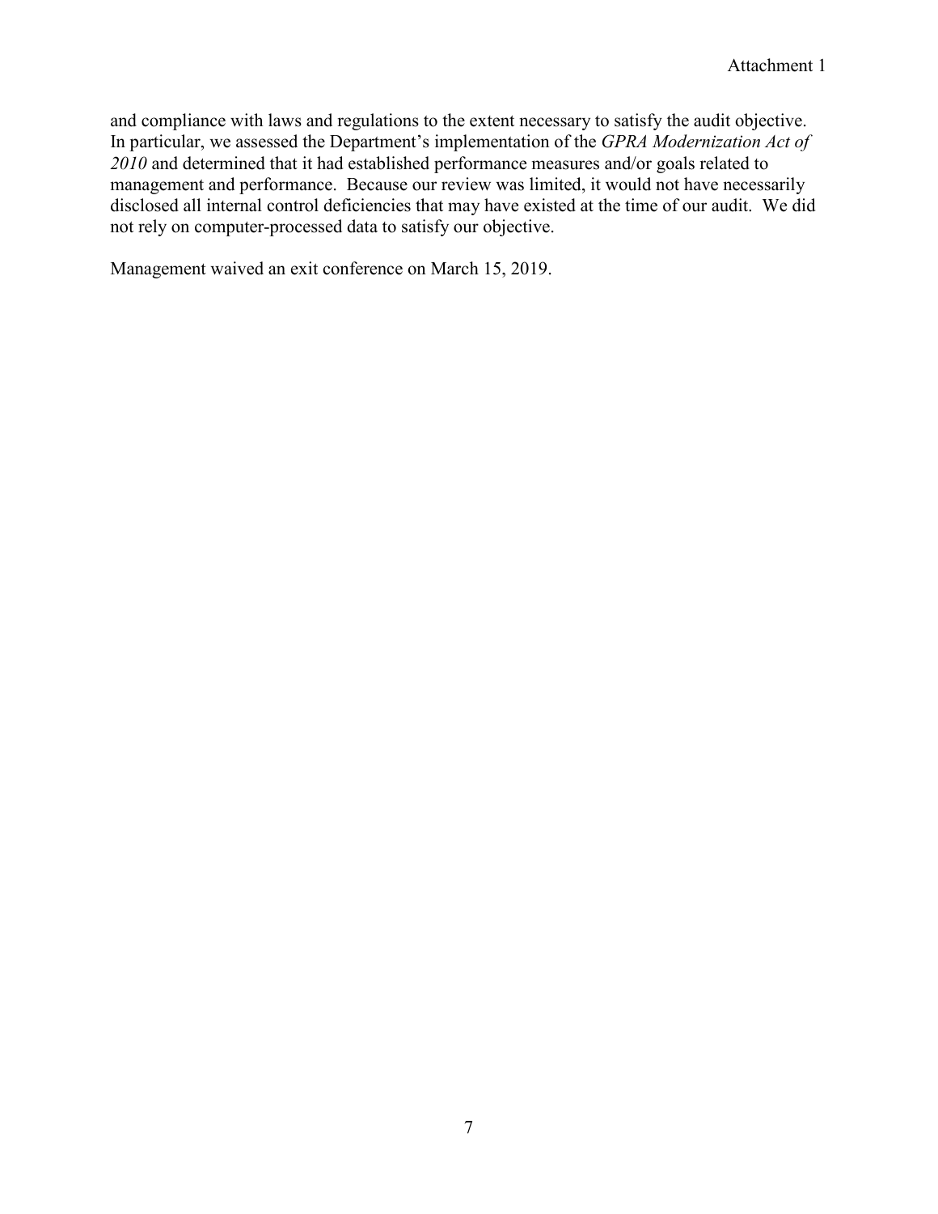and compliance with laws and regulations to the extent necessary to satisfy the audit objective. In particular, we assessed the Department's implementation of the *GPRA Modernization Act of 2010* and determined that it had established performance measures and/or goals related to management and performance. Because our review was limited, it would not have necessarily disclosed all internal control deficiencies that may have existed at the time of our audit. We did not rely on computer-processed data to satisfy our objective.

Management waived an exit conference on March 15, 2019.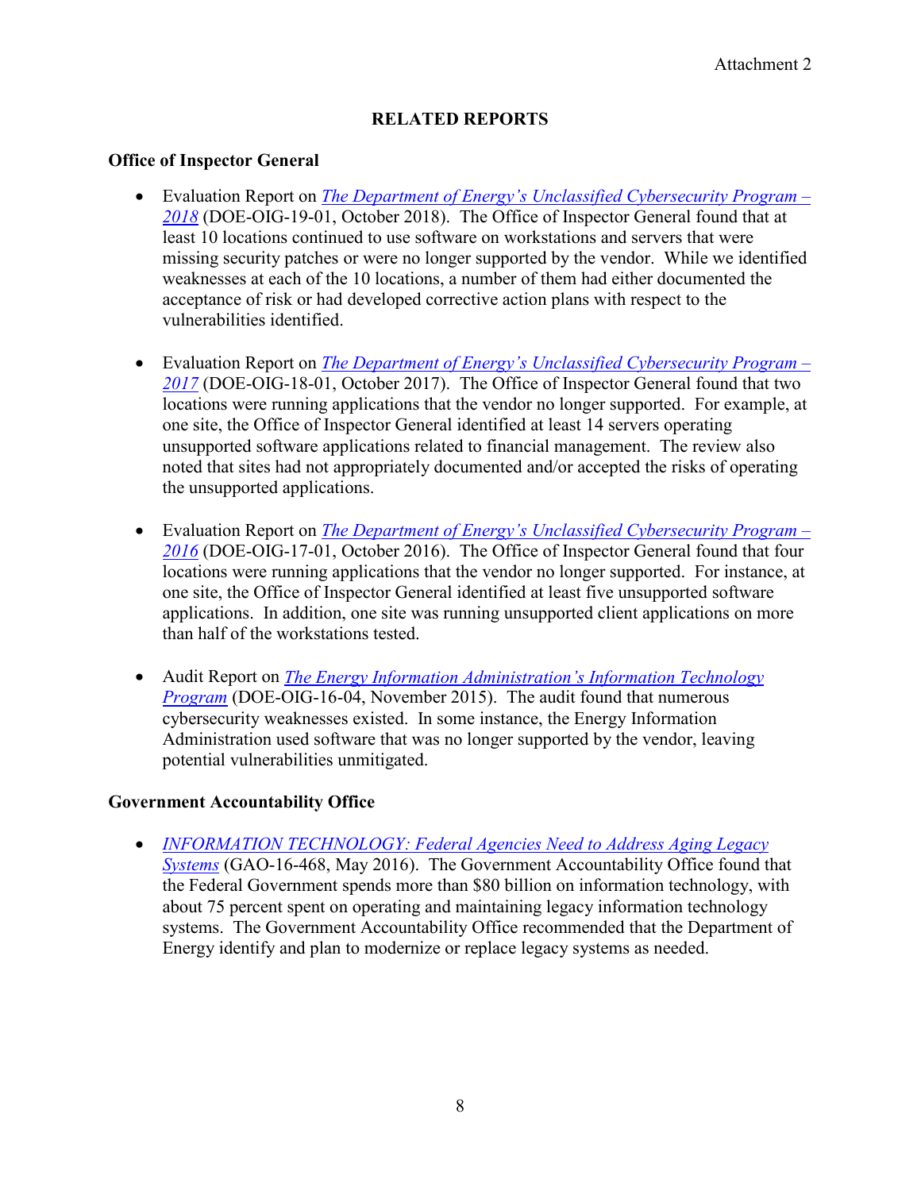Attachment 2

## RELATED REPORTS

### Office of Inspector General

- Evaluation Report on *The Department of Energy's Unclassified Cybersecurity Program – 2018* (DOE-OIG-19-01, October 2018). The Office of Inspector General found that at least 10 locations continued to use software on workstations and servers that were missing security patches or were no longer supported by the vendor. While we identified weaknesses at each of the 10 locations, a number of them had either documented the acceptance of risk or had developed corrective action plans with respect to the vulnerabilities identified.

- Evaluation Report on *The Department of Energy's Unclassified Cybersecurity Program – 2017* (DOE-OIG-18-01, October 2017). The Office of Inspector General found that two locations were running applications that the vendor no longer supported. For example, at one site, the Office of Inspector General identified at least 14 servers operating unsupported software applications related to financial management. The review also noted that sites had not appropriately documented and/or accepted the risks of operating the unsupported applications.

- Evaluation Report on *The Department of Energy's Unclassified Cybersecurity Program – 2016* (DOE-OIG-17-01, October 2016). The Office of Inspector General found that four locations were running applications that the vendor no longer supported. For instance, at one site, the Office of Inspector General identified at least five unsupported software applications. In addition, one site was running unsupported client applications on more than half of the workstations tested.

- Audit Report on *The Energy Information Administration's Information Technology Program* (DOE-OIG-16-04, November 2015). The audit found that numerous cybersecurity weaknesses existed. In some instance, the Energy Information Administration used software that was no longer supported by the vendor, leaving potential vulnerabilities unmitigated.

### Government Accountability Office

- *INFORMATION TECHNOLOGY: Federal Agencies Need to Address Aging Legacy Systems* (GAO-16-468, May 2016). The Government Accountability Office found that the Federal Government spends more than $80 billion on information technology, with about 75 percent spent on operating and maintaining legacy information technology systems. The Government Accountability Office recommended that the Department of Energy identify and plan to modernize or replace legacy systems as needed.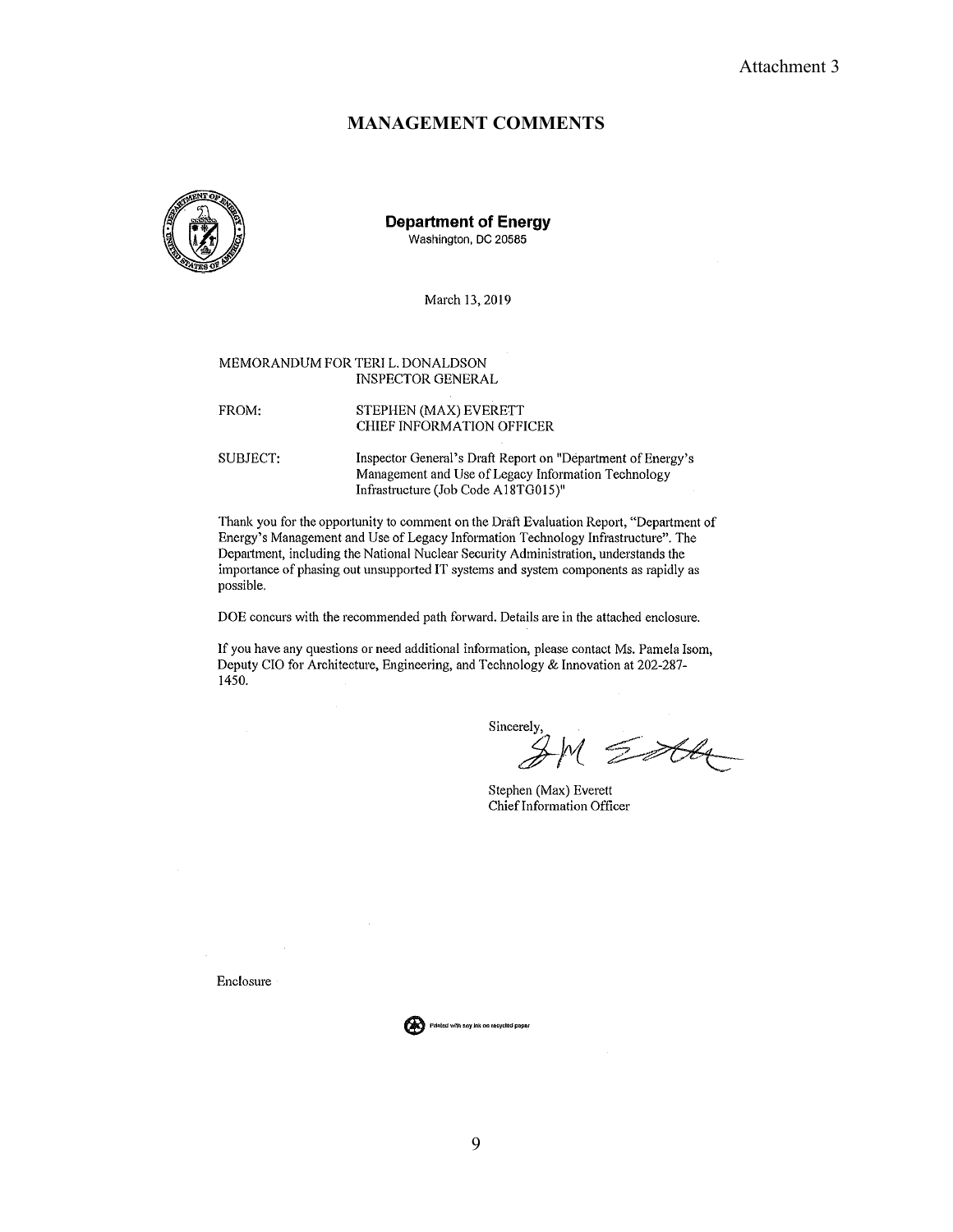Attachment 3

## MANAGEMENT COMMENTS

**Department of Energy**
Washington, DC 20585

March 13, 2019

MEMORANDUM FOR TERI L. DONALDSON
INSPECTOR GENERAL

FROM: STEPHEN (MAX) EVERETT
CHIEF INFORMATION OFFICER

SUBJECT: Inspector General's Draft Report on "Department of Energy's Management and Use of Legacy Information Technology Infrastructure (Job Code A18TG015)"

Thank you for the opportunity to comment on the Draft Evaluation Report, "Department of Energy's Management and Use of Legacy Information Technology Infrastructure". The Department, including the National Nuclear Security Administration, understands the importance of phasing out unsupported IT systems and system components as rapidly as possible.

DOE concurs with the recommended path forward. Details are in the attached enclosure.

If you have any questions or need additional information, please contact Ms. Pamela Isom, Deputy CIO for Architecture, Engineering, and Technology & Innovation at 202-287-1450.

Sincerely,

Stephen (Max) Everett
Chief Information Officer

Enclosure

Printed with soy ink on recycled paper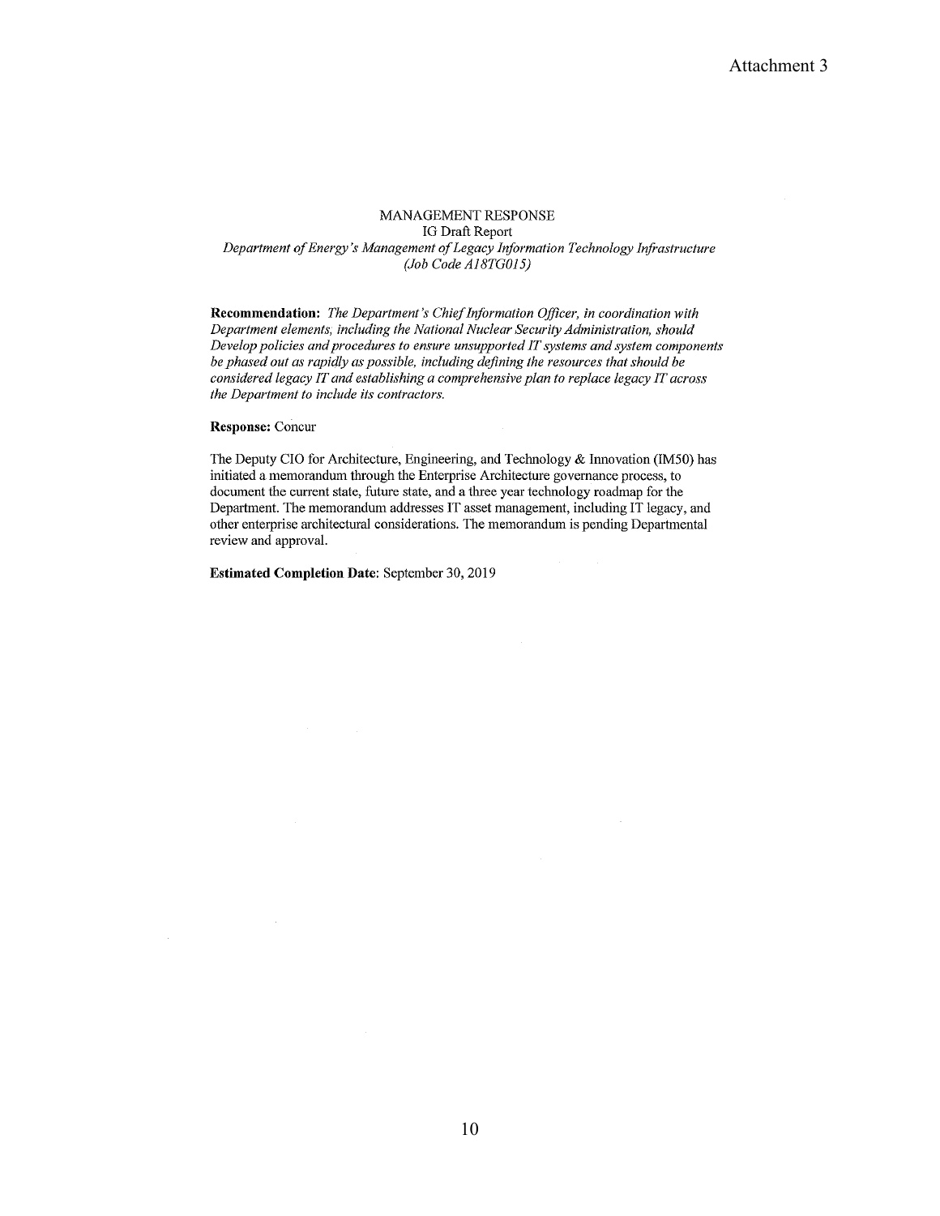Attachment 3

MANAGEMENT RESPONSE
IG Draft Report
*Department of Energy's Management of Legacy Information Technology Infrastructure (Job Code A18TG015)*

**Recommendation:** *The Department's Chief Information Officer, in coordination with Department elements, including the National Nuclear Security Administration, should Develop policies and procedures to ensure unsupported IT systems and system components be phased out as rapidly as possible, including defining the resources that should be considered legacy IT and establishing a comprehensive plan to replace legacy IT across the Department to include its contractors.*

**Response:** Concur

The Deputy CIO for Architecture, Engineering, and Technology & Innovation (IM50) has initiated a memorandum through the Enterprise Architecture governance process, to document the current state, future state, and a three year technology roadmap for the Department. The memorandum addresses IT asset management, including IT legacy, and other enterprise architectural considerations. The memorandum is pending Departmental review and approval.

**Estimated Completion Date**: September 30, 2019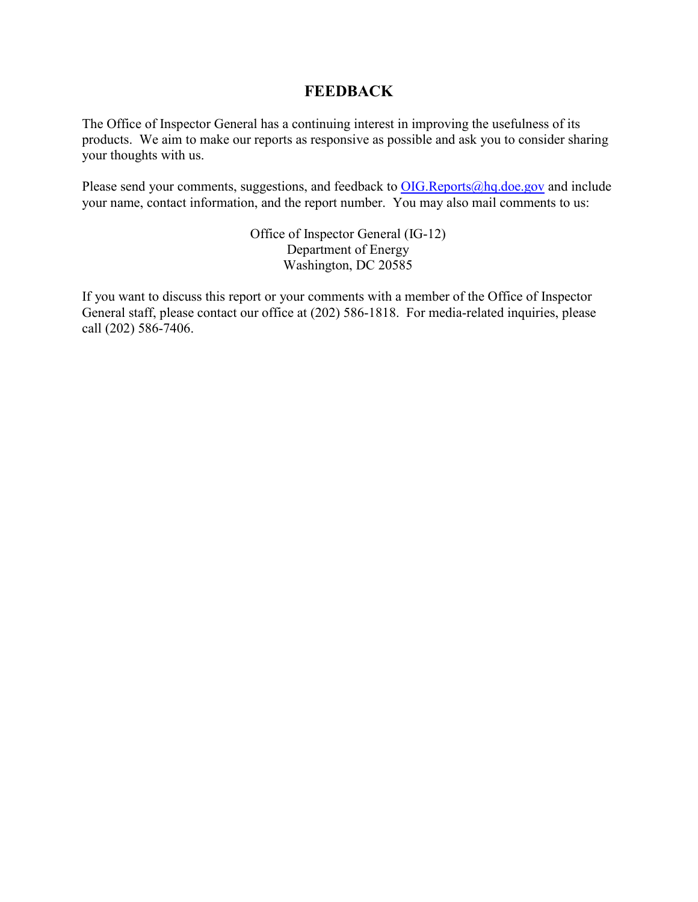## FEEDBACK

The Office of Inspector General has a continuing interest in improving the usefulness of its products. We aim to make our reports as responsive as possible and ask you to consider sharing your thoughts with us.

Please send your comments, suggestions, and feedback to OIG.Reports@hq.doe.gov and include your name, contact information, and the report number. You may also mail comments to us:

Office of Inspector General (IG-12)
Department of Energy
Washington, DC 20585

If you want to discuss this report or your comments with a member of the Office of Inspector General staff, please contact our office at (202) 586-1818. For media-related inquiries, please call (202) 586-7406.